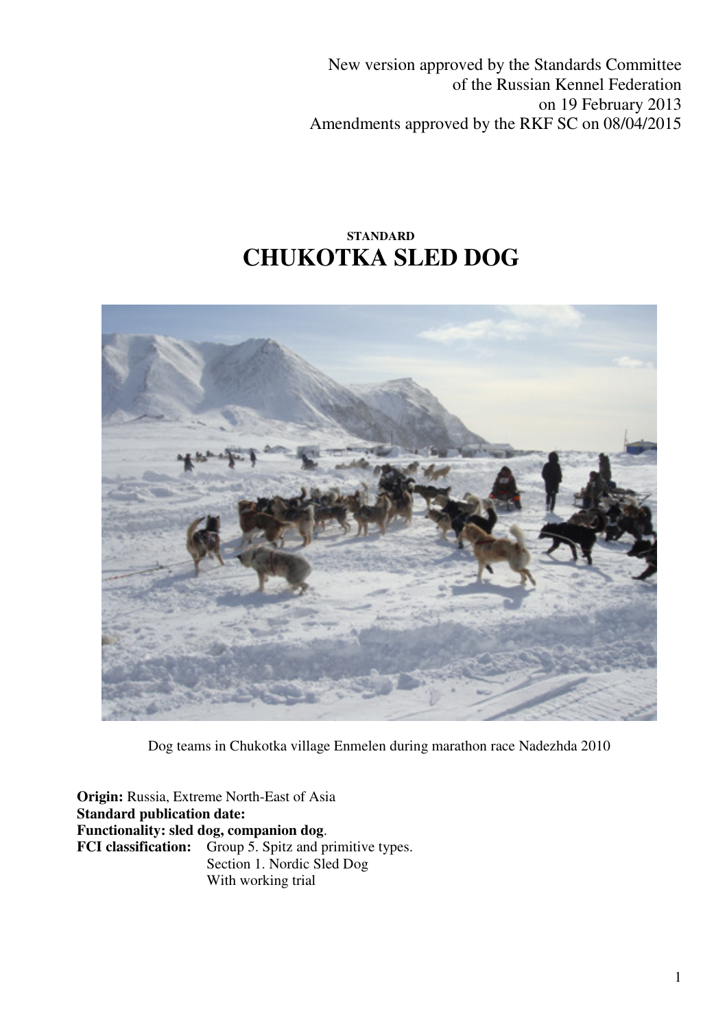New version approved by the Standards Committee
of the Russian Kennel Federation
on 19 February 2013
Amendments approved by the RKF SC on 08/04/2015

**STANDARD**

# CHUKOTKA SLED DOG

Dog teams in Chukotka village Enmelen during marathon race Nadezhda 2010

**Origin:** Russia, Extreme North-East of Asia
**Standard publication date:**
**Functionality: sled dog, companion dog**.
**FCI classification:** Group 5. Spitz and primitive types.
Section 1. Nordic Sled Dog
With working trial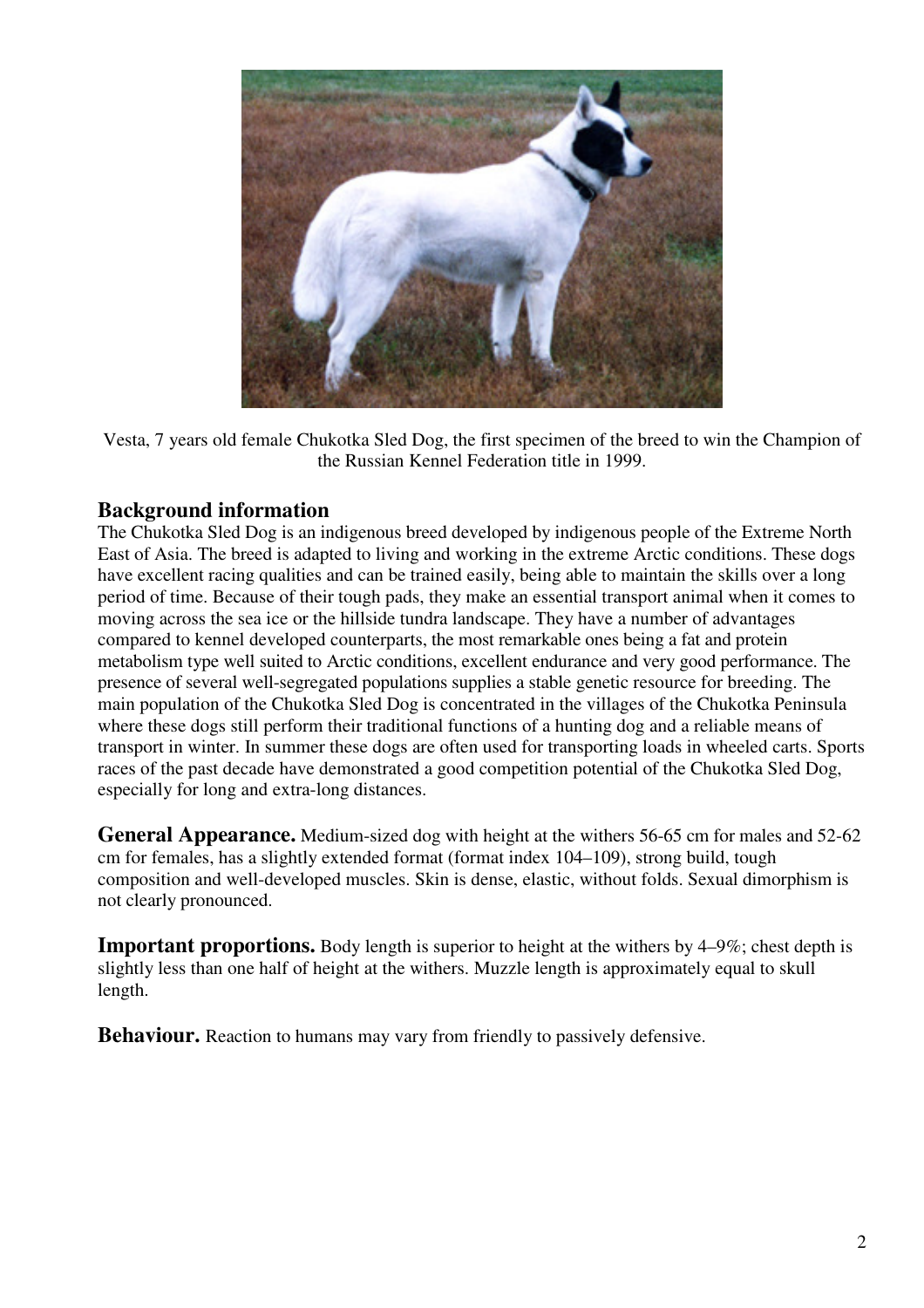Vesta, 7 years old female Chukotka Sled Dog, the first specimen of the breed to win the Champion of the Russian Kennel Federation title in 1999.

## Background information

The Chukotka Sled Dog is an indigenous breed developed by indigenous people of the Extreme North East of Asia. The breed is adapted to living and working in the extreme Arctic conditions. These dogs have excellent racing qualities and can be trained easily, being able to maintain the skills over a long period of time. Because of their tough pads, they make an essential transport animal when it comes to moving across the sea ice or the hillside tundra landscape. They have a number of advantages compared to kennel developed counterparts, the most remarkable ones being a fat and protein metabolism type well suited to Arctic conditions, excellent endurance and very good performance. The presence of several well-segregated populations supplies a stable genetic resource for breeding. The main population of the Chukotka Sled Dog is concentrated in the villages of the Chukotka Peninsula where these dogs still perform their traditional functions of a hunting dog and a reliable means of transport in winter. In summer these dogs are often used for transporting loads in wheeled carts. Sports races of the past decade have demonstrated a good competition potential of the Chukotka Sled Dog, especially for long and extra-long distances.

**General Appearance.** Medium-sized dog with height at the withers 56-65 cm for males and 52-62 cm for females, has a slightly extended format (format index 104–109), strong build, tough composition and well-developed muscles. Skin is dense, elastic, without folds. Sexual dimorphism is not clearly pronounced.

**Important proportions.** Body length is superior to height at the withers by 4–9%; chest depth is slightly less than one half of height at the withers. Muzzle length is approximately equal to skull length.

**Behaviour.** Reaction to humans may vary from friendly to passively defensive.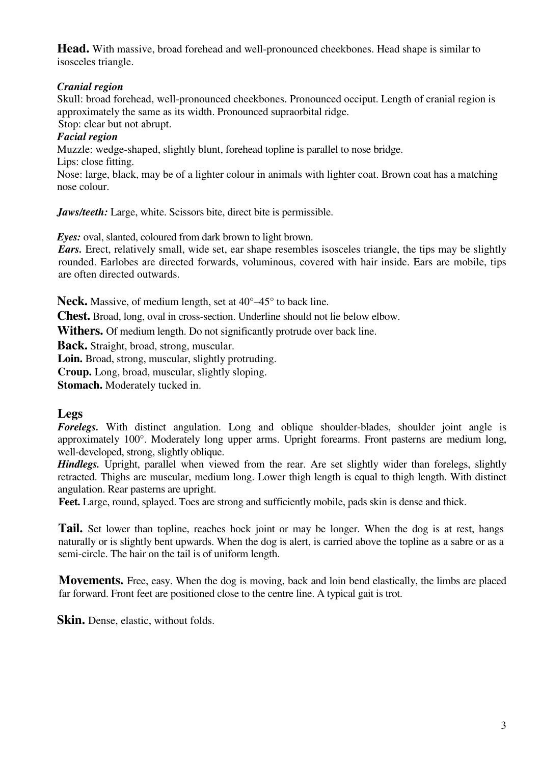**Head.** With massive, broad forehead and well-pronounced cheekbones. Head shape is similar to isosceles triangle.

***Cranial region***

Skull: broad forehead, well-pronounced cheekbones. Pronounced occiput. Length of cranial region is approximately the same as its width. Pronounced supraorbital ridge.

Stop: clear but not abrupt.

***Facial region***

Muzzle: wedge-shaped, slightly blunt, forehead topline is parallel to nose bridge.

Lips: close fitting.

Nose: large, black, may be of a lighter colour in animals with lighter coat. Brown coat has a matching nose colour.

***Jaws/teeth:*** Large, white. Scissors bite, direct bite is permissible.

***Eyes:*** oval, slanted, coloured from dark brown to light brown.

***Ears.*** Erect, relatively small, wide set, ear shape resembles isosceles triangle, the tips may be slightly rounded. Earlobes are directed forwards, voluminous, covered with hair inside. Ears are mobile, tips are often directed outwards.

**Neck.** Massive, of medium length, set at 40°–45° to back line.

**Chest.** Broad, long, oval in cross-section. Underline should not lie below elbow.

**Withers.** Of medium length. Do not significantly protrude over back line.

**Back.** Straight, broad, strong, muscular.

**Loin.** Broad, strong, muscular, slightly protruding.

**Croup.** Long, broad, muscular, slightly sloping.

**Stomach.** Moderately tucked in.

## Legs

***Forelegs.*** With distinct angulation. Long and oblique shoulder-blades, shoulder joint angle is approximately 100°. Moderately long upper arms. Upright forearms. Front pasterns are medium long, well-developed, strong, slightly oblique.

***Hindlegs.*** Upright, parallel when viewed from the rear. Are set slightly wider than forelegs, slightly retracted. Thighs are muscular, medium long. Lower thigh length is equal to thigh length. With distinct angulation. Rear pasterns are upright.

**Feet.** Large, round, splayed. Toes are strong and sufficiently mobile, pads skin is dense and thick.

**Tail.** Set lower than topline, reaches hock joint or may be longer. When the dog is at rest, hangs naturally or is slightly bent upwards. When the dog is alert, is carried above the topline as a sabre or as a semi-circle. The hair on the tail is of uniform length.

**Movements.** Free, easy. When the dog is moving, back and loin bend elastically, the limbs are placed far forward. Front feet are positioned close to the centre line. A typical gait is trot.

**Skin.** Dense, elastic, without folds.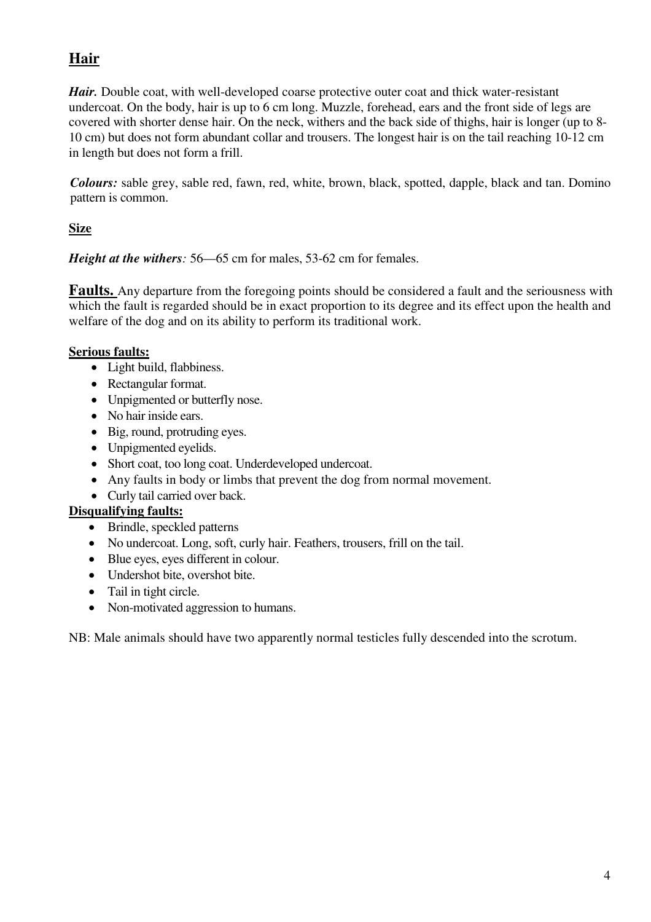## Hair

***Hair.*** Double coat, with well-developed coarse protective outer coat and thick water-resistant undercoat. On the body, hair is up to 6 cm long. Muzzle, forehead, ears and the front side of legs are covered with shorter dense hair. On the neck, withers and the back side of thighs, hair is longer (up to 8-10 cm) but does not form abundant collar and trousers. The longest hair is on the tail reaching 10-12 cm in length but does not form a frill.

***Colours:*** sable grey, sable red, fawn, red, white, brown, black, spotted, dapple, black and tan. Domino pattern is common.

**Size**

***Height at the withers:*** 56—65 cm for males, 53-62 cm for females.

**Faults.** Any departure from the foregoing points should be considered a fault and the seriousness with which the fault is regarded should be in exact proportion to its degree and its effect upon the health and welfare of the dog and on its ability to perform its traditional work.

**Serious faults:**

- Light build, flabbiness.
- Rectangular format.
- Unpigmented or butterfly nose.
- No hair inside ears.
- Big, round, protruding eyes.
- Unpigmented eyelids.
- Short coat, too long coat. Underdeveloped undercoat.
- Any faults in body or limbs that prevent the dog from normal movement.
- Curly tail carried over back.

**Disqualifying faults:**

- Brindle, speckled patterns
- No undercoat. Long, soft, curly hair. Feathers, trousers, frill on the tail.
- Blue eyes, eyes different in colour.
- Undershot bite, overshot bite.
- Tail in tight circle.
- Non-motivated aggression to humans.

NB: Male animals should have two apparently normal testicles fully descended into the scrotum.